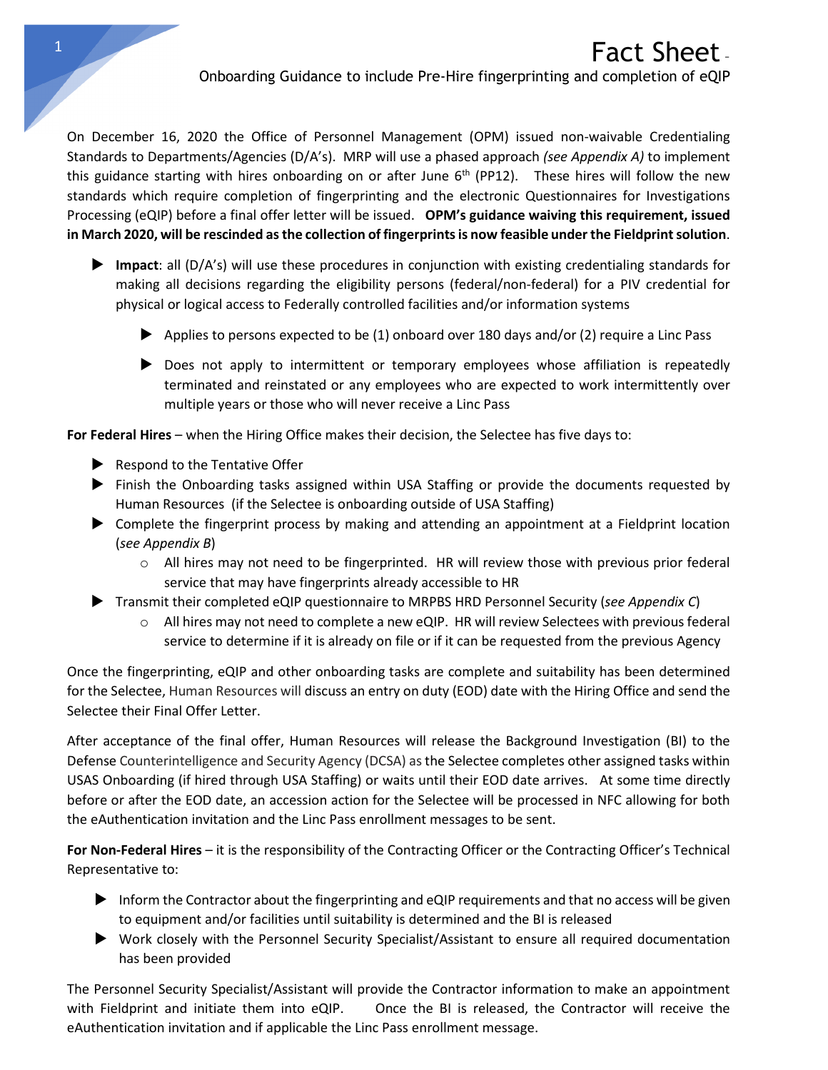# Fact Sheet –

Onboarding Guidance to include Pre-Hire fingerprinting and completion of eQIP

On December 16, 2020 the Office of Personnel Management (OPM) issued non-waivable Credentialing Standards to Departments/Agencies (D/A's). MRP will use a phased approach *(see Appendix A)* to implement this guidance starting with hires onboarding on or after June 6th (PP12). These hires will follow the new standards which require completion of fingerprinting and the electronic Questionnaires for Investigations Processing (eQIP) before a final offer letter will be issued. **OPM's guidance waiving this requirement, issued in March 2020, will be rescinded as the collection of fingerprints is now feasible under the Fieldprint solution**.

- **Impact**: all (D/A's) will use these procedures in conjunction with existing credentialing standards for making all decisions regarding the eligibility persons (federal/non-federal) for a PIV credential for physical or logical access to Federally controlled facilities and/or information systems
  - Applies to persons expected to be (1) onboard over 180 days and/or (2) require a Linc Pass
  - Does not apply to intermittent or temporary employees whose affiliation is repeatedly terminated and reinstated or any employees who are expected to work intermittently over multiple years or those who will never receive a Linc Pass

**For Federal Hires** – when the Hiring Office makes their decision, the Selectee has five days to:

- Respond to the Tentative Offer
- Finish the Onboarding tasks assigned within USA Staffing or provide the documents requested by Human Resources (if the Selectee is onboarding outside of USA Staffing)
- Complete the fingerprint process by making and attending an appointment at a Fieldprint location (*see Appendix B*)
  - All hires may not need to be fingerprinted. HR will review those with previous prior federal service that may have fingerprints already accessible to HR
- Transmit their completed eQIP questionnaire to MRPBS HRD Personnel Security (*see Appendix C*)
  - All hires may not need to complete a new eQIP. HR will review Selectees with previous federal service to determine if it is already on file or if it can be requested from the previous Agency

Once the fingerprinting, eQIP and other onboarding tasks are complete and suitability has been determined for the Selectee, Human Resources will discuss an entry on duty (EOD) date with the Hiring Office and send the Selectee their Final Offer Letter.

After acceptance of the final offer, Human Resources will release the Background Investigation (BI) to the Defense Counterintelligence and Security Agency (DCSA) as the Selectee completes other assigned tasks within USAS Onboarding (if hired through USA Staffing) or waits until their EOD date arrives. At some time directly before or after the EOD date, an accession action for the Selectee will be processed in NFC allowing for both the eAuthentication invitation and the Linc Pass enrollment messages to be sent.

**For Non-Federal Hires** – it is the responsibility of the Contracting Officer or the Contracting Officer's Technical Representative to:

- Inform the Contractor about the fingerprinting and eQIP requirements and that no access will be given to equipment and/or facilities until suitability is determined and the BI is released
- Work closely with the Personnel Security Specialist/Assistant to ensure all required documentation has been provided

The Personnel Security Specialist/Assistant will provide the Contractor information to make an appointment with Fieldprint and initiate them into eQIP. Once the BI is released, the Contractor will receive the eAuthentication invitation and if applicable the Linc Pass enrollment message.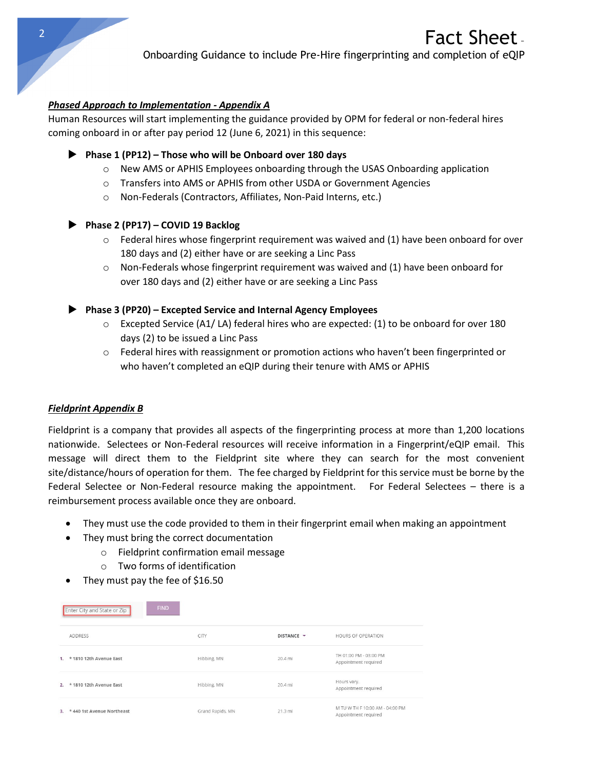### *Phased Approach to Implementation - Appendix A*

Human Resources will start implementing the guidance provided by OPM for federal or non-federal hires coming onboard in or after pay period 12 (June 6, 2021) in this sequence:

- **Phase 1 (PP12) – Those who will be Onboard over 180 days**
  - New AMS or APHIS Employees onboarding through the USAS Onboarding application
  - Transfers into AMS or APHIS from other USDA or Government Agencies
  - Non-Federals (Contractors, Affiliates, Non-Paid Interns, etc.)

- **Phase 2 (PP17) – COVID 19 Backlog**
  - Federal hires whose fingerprint requirement was waived and (1) have been onboard for over 180 days and (2) either have or are seeking a Linc Pass
  - Non-Federals whose fingerprint requirement was waived and (1) have been onboard for over 180 days and (2) either have or are seeking a Linc Pass

- **Phase 3 (PP20) – Excepted Service and Internal Agency Employees**
  - Excepted Service (A1/ LA) federal hires who are expected: (1) to be onboard for over 180 days (2) to be issued a Linc Pass
  - Federal hires with reassignment or promotion actions who haven't been fingerprinted or who haven't completed an eQIP during their tenure with AMS or APHIS

### *Fieldprint Appendix B*

Fieldprint is a company that provides all aspects of the fingerprinting process at more than 1,200 locations nationwide. Selectees or Non-Federal resources will receive information in a Fingerprint/eQIP email. This message will direct them to the Fieldprint site where they can search for the most convenient site/distance/hours of operation for them. The fee charged by Fieldprint for this service must be borne by the Federal Selectee or Non-Federal resource making the appointment. For Federal Selectees – there is a reimbursement process available once they are onboard.

- They must use the code provided to them in their fingerprint email when making an appointment
- They must bring the correct documentation
  - Fieldprint confirmation email message
  - Two forms of identification
- They must pay the fee of $16.50

Enter City and State or Zip | FIND

| | ADDRESS | CITY | DISTANCE | HOURS OF OPERATION |
|---|---|---|---|---|
| 1. | * 1810 12th Avenue East | Hibbing, MN | 20.4 mi | TH 01:00 PM - 03:00 PM<br>Appointment required |
| 2. | * 1810 12th Avenue East | Hibbing, MN | 20.4 mi | Hours vary.<br>Appointment required |
| 3. | * 440 1st Avenue Northeast | Grand Rapids, MN | 21.3 mi | M TU W TH F 10:00 AM - 04:00 PM<br>Appointment required |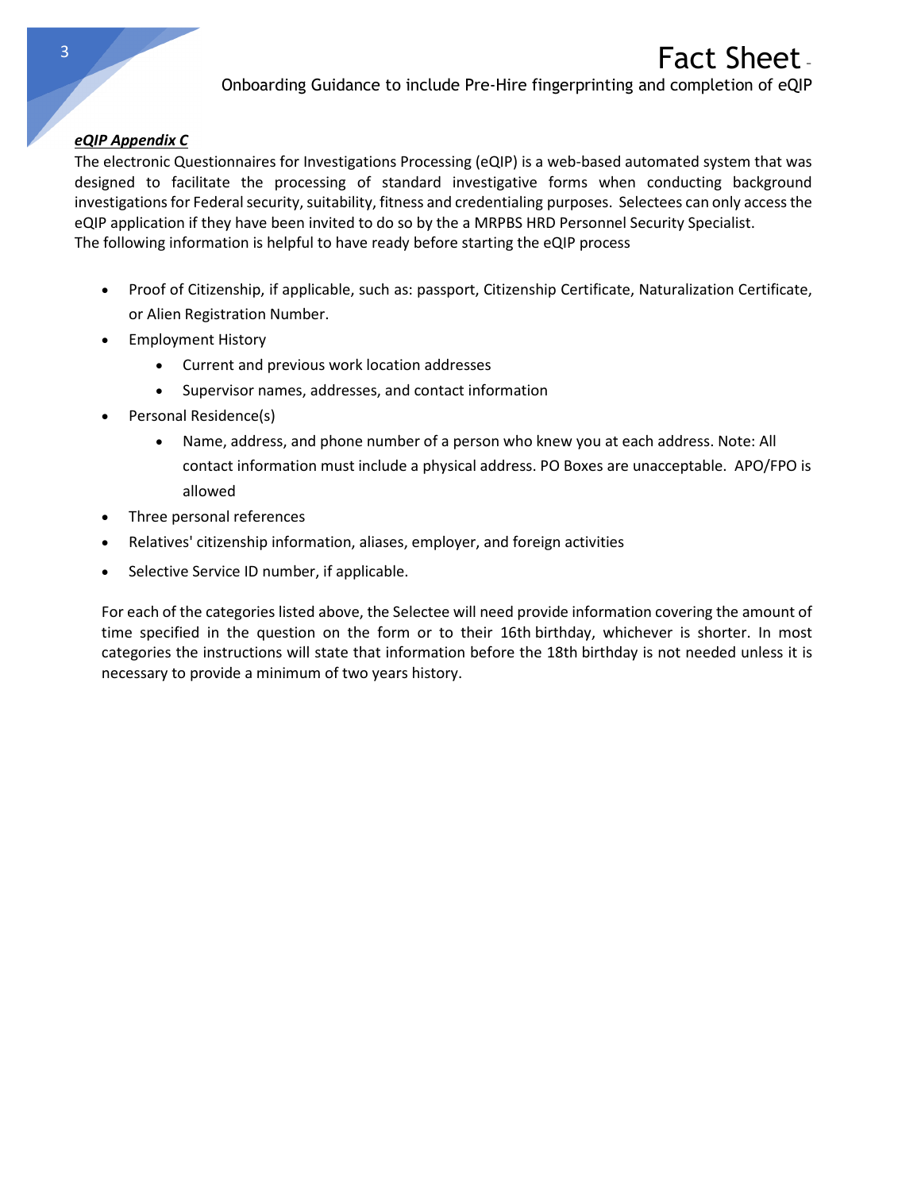***eQIP Appendix C***

The electronic Questionnaires for Investigations Processing (eQIP) is a web-based automated system that was designed to facilitate the processing of standard investigative forms when conducting background investigations for Federal security, suitability, fitness and credentialing purposes. Selectees can only access the eQIP application if they have been invited to do so by the a MRPBS HRD Personnel Security Specialist.
The following information is helpful to have ready before starting the eQIP process

- Proof of Citizenship, if applicable, such as: passport, Citizenship Certificate, Naturalization Certificate, or Alien Registration Number.
- Employment History
  - Current and previous work location addresses
  - Supervisor names, addresses, and contact information
- Personal Residence(s)
  - Name, address, and phone number of a person who knew you at each address. Note: All contact information must include a physical address. PO Boxes are unacceptable. APO/FPO is allowed
- Three personal references
- Relatives' citizenship information, aliases, employer, and foreign activities
- Selective Service ID number, if applicable.

For each of the categories listed above, the Selectee will need provide information covering the amount of time specified in the question on the form or to their 16th birthday, whichever is shorter. In most categories the instructions will state that information before the 18th birthday is not needed unless it is necessary to provide a minimum of two years history.